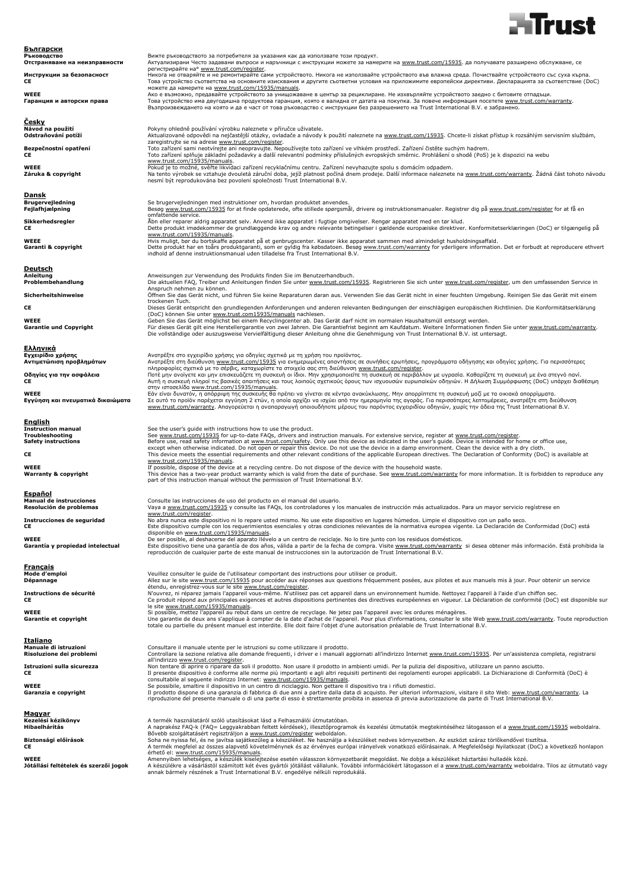## Български

**Ръководство**
Вижте ръководството за потребителя за указания как да използвате този продукт.

**Отстраняване на неизправности**
Актуализирани Често задавани въпроси и наръчници с инструкции можете за намерите на www.trust.com/15935. да получавате разширено обслужване, се регистрирайте на" www.trust.com/register.

**Инструкции за безопасност**
Никога не отваряйте и не ремонтирайте сами устройството. Никога не използвайте устройството във влажна среда. Почиствайте устройството със суха кърпа.

**CE**
Това устройство съответства на основните изисквания и другите съответни условия на приложимите европейски директиви. Декларацията за съответствие (DoC) можете да намерите на www.trust.com/15935/manuals.

**WEEE**
Ако е възможно, предавайте устройството за унищожаване в център за рециклиране. Не изхвърляйте устройството заедно с битовите отпадъци.

**Гаранция и авторски права**
Това устройство има двугодишна продуктова гаранция, която е валидна от датата на покупка. За повече информация посетете www.trust.com/warranty. Възпроизвеждането на която и да е част от това ръководство с инструкции без разрешението на Trust International B.V. е забранено.

## Česky

**Návod na použití**
Pokyny ohledně používání výrobku naleznete v příručce uživatele.

**Odstraňování potíží**
Aktualizované odpovědi na nejčastější otázky, ovladače a návody k použití naleznete na www.trust.com/15935. Chcete-li získat přístup k rozsáhlým servisním službám, zaregistrujte se na adrese www.trust.com/register.

**Bezpečnostní opatření**
Toto zařízení sami neotvírejte ani neopravujte. Nepoužívejte toto zařízení ve vlhkém prostředí. Zařízení čistěte suchým hadrem.

**CE**
Toto zařízení splňuje základní požadavky a další relevantní podmínky příslušných evropských směrnic. Prohlášení o shodě (PoS) je k dispozici na webu www.trust.com/15935/manuals.

**WEEE**
Pokud je to možné, svěřte likvidaci zařízení recyklačnímu centru. Zařízení nevyhazujte spolu s domácím odpadem.

**Záruka & copyright**
Na tento výrobek se vztahuje dvouletá záruční doba, jejíž platnost počíná dnem prodeje. Další informace naleznete na www.trust.com/warranty. Žádná část tohoto návodu nesmí být reprodukována bez povolení společnosti Trust International B.V.

## Dansk

**Brugervejledning**
Se brugervejledningen med instruktioner om, hvordan produktet anvendes.

**Fejlafhjælpning**
Besøg www.trust.com/15935 for at finde opdaterede, ofte stillede spørgsmål, drivere og instruktionsmanualer. Registrer dig på www.trust.com/register for at få en omfattende service.

**Sikkerhedsregler**
Åbn eller reparer aldrig apparatet selv. Anvend ikke apparatet i fugtige omgivelser. Rengør apparatet med en tør klud.

**CE**
Dette produkt imødekommer de grundlæggende krav og andre relevante betingelser i gældende europæiske direktiver. Konformitetserklæringen (DoC) er tilgængelig på www.trust.com/15935/manuals.

**WEEE**
Hvis muligt, bør du bortskaffe apparatet på et genbrugscenter. Kasser ikke apparatet sammen med almindeligt husholdningsaffald.

**Garanti & copyright**
Dette produkt har en toårs produktgaranti, som er gyldig fra købsdatoen. Besøg www.trust.com/warranty for yderligere information. Det er forbudt at reproducere ethvert indhold af denne instruktionsmanual uden tilladelse fra Trust International B.V.

## Deutsch

**Anleitung**
Anweisungen zur Verwendung des Produkts finden Sie im Benutzerhandbuch.

**Problembehandlung**
Die aktuellen FAQ, Treiber und Anleitungen finden Sie unter www.trust.com/15935. Registrieren Sie sich unter www.trust.com/register, um den umfassenden Service in Anspruch nehmen zu können.

**Sicherheitshinweise**
Öffnen Sie das Gerät nicht, und führen Sie keine Reparaturen daran aus. Verwenden Sie das Gerät nicht in einer feuchten Umgebung. Reinigen Sie das Gerät mit einem trockenen Tuch.

**CE**
Dieses Gerät entspricht den grundlegenden Anforderungen und anderen relevanten Bedingungen der einschlägigen europäischen Richtlinien. Die Konformitätserklärung (DoC) können Sie unter www.trust.com15935/manuals nachlesen.

**WEEE**
Geben Sie das Gerät möglichst bei einem Recyclingcenter ab. Das Gerät darf nicht im normalen Haushaltsmüll entsorgt werden.

**Garantie und Copyright**
Für dieses Gerät gilt eine Herstellergarantie von zwei Jahren. Die Garantiefrist beginnt am Kaufdatum. Weitere Informationen finden Sie unter www.trust.com/warranty. Die vollständige oder auszugsweise Vervielfältigung dieser Anleitung ohne die Genehmigung von Trust International B.V. ist untersagt.

## Ελληνικά

**Εγχειρίδιο χρήσης**
Ανατρέξτε στο εγχειρίδιο χρήσης για οδηγίες σχετικά με τη χρήση του προϊόντος.

**Αντιμετώπιση προβλημάτων**
Ανατρέξτε στη διεύθυνση www.trust.com/15935 για ενημερωμένες απαντήσεις σε συνήθεις ερωτήσεις, προγράμματα οδήγησης και οδηγίες χρήσης. Για περισσότερες πληροφορίες σχετικά με το σέρβις, καταχωρίστε τα στοιχεία σας στη διεύθυνση www.trust.com/register.

**Οδηγίες για την ασφάλεια**
Ποτέ μην ανοίγετε και μην επισκευάζετε τη συσκευή οι ίδιοι. Μην χρησιμοποιείτε τη συσκευή σε περιβάλλον με υγρασία. Καθαρίζετε τη συσκευή με ένα στεγνό πανί.

**CE**
Αυτή η συσκευή πληροί τις βασικές απαιτήσεις και τους λοιπούς σχετικούς όρους των ισχυουσών ευρωπαϊκών οδηγιών. Η Δήλωση Συμμόρφωσης (DoC) υπάρχει διαθέσιμη στην ιστοσελίδα www.trust.com/15935/manuals.

**WEEE**
Εάν είναι δυνατόν, η απόρριψη της συσκευής θα πρέπει να γίνεται σε κέντρο ανακύκλωσης. Μην απορρίπτετε τη συσκευή μαζί με τα οικιακά απορρίμματα.

**Εγγύηση και πνευματικά δικαιώματα**
Σε αυτό το προϊόν παρέχεται εγγύηση 2 ετών, η οποία αρχίζει να ισχύει από την ημερομηνία της αγοράς. Για περισσότερες λεπτομέρειες, ανατρέξτε στη διεύθυνση www.trust.com/warranty. Απαγορεύεται η αναπαραγωγή οποιουδήποτε μέρους του παρόντος εγχειριδίου οδηγιών, χωρίς την άδεια της Trust International B.V.

## English

**Instruction manual**
See the user's guide with instructions how to use the product.

**Troubleshooting**
See www.trust.com/15935 for up-to-date FAQs, drivers and instruction manuals. For extensive service, register at www.trust.com/register.

**Safety instructions**
Before use, read safety information at www.trust.com/safety. Only use this device as indicated in the user's guide. Device is intended for home or office use, except when otherwise indicated. Do not open or repair this device. Do not use the device in a damp environment. Clean the device with a dry cloth.

**CE**
This device meets the essential requirements and other relevant conditions of the applicable European directives. The Declaration of Conformity (DoC) is available at www.trust.com/15935/manuals.

**WEEE**
If possible, dispose of the device at a recycling centre. Do not dispose of the device with the household waste.

**Warranty & copyright**
This device has a two-year product warranty which is valid from the date of purchase. See www.trust.com/warranty for more information. It is forbidden to reproduce any part of this instruction manual without the permission of Trust International B.V.

## Español

**Manual de instrucciones**
Consulte las instrucciones de uso del producto en el manual del usuario.

**Resolución de problemas**
Vaya a www.trust.com/15935 y consulte las FAQs, los controladores y los manuales de instrucción más actualizados. Para un mayor servicio regístrese en www.trust.com/register.

**Instrucciones de seguridad**
No abra nunca este dispositivo ni lo repare usted mismo. No use este dispositivo en lugares húmedos. Limpie el dispositivo con un paño seco.

**CE**
Este dispositivo cumple con los requerimientos esenciales y otras condiciones relevantes de la normativa europea vigente. La Declaración de Conformidad (DoC) está disponible en www.trust.com/15935/manuals.

**WEEE**
De ser posible, al deshacerse del aparato llévelo a un centro de reciclaje. No lo tire junto con los residuos domésticos.

**Garantía y propiedad intelectual**
Este dispositivo tiene una garantía de dos años, válida a partir de la fecha de compra. Visite www.trust.com/warranty si desea obtener más información. Está prohibida la reproducción de cualquier parte de este manual de instrucciones sin la autorización de Trust International B.V.

## Français

**Mode d'emploi**
Veuillez consulter le guide de l'utilisateur comportant des instructions pour utiliser ce produit.

**Dépannage**
Allez sur le site www.trust.com/15935 pour accéder aux réponses aux questions fréquemment posées, aux pilotes et aux manuels mis à jour. Pour obtenir un service étendu, enregistrez-vous sur le site www.trust.com/register.

**Instructions de sécurité**
N'ouvrez, ni réparez jamais l'appareil vous-même. N'utilisez pas cet appareil dans un environnement humide. Nettoyez l'appareil à l'aide d'un chiffon sec.

**CE**
Ce produit répond aux principales exigences et autres dispositions pertinentes des directives européennes en vigueur. La Déclaration de conformité (DoC) est disponible sur le site www.trust.com/15935/manuals.

**WEEE**
Si possible, mettez l'appareil au rebut dans un centre de recyclage. Ne jetez pas l'appareil avec les ordures ménagères.

**Garantie et copyright**
Une garantie de deux ans s'applique à compter de la date d'achat de l'appareil. Pour plus d'informations, consulter le site Web www.trust.com/warranty. Toute reproduction totale ou partielle du présent manuel est interdite. Elle doit faire l'objet d'une autorisation préalable de Trust International B.V.

## Italiano

**Manuale di istruzioni**
Consultare il manuale utente per le istruzioni su come utilizzare il prodotto.

**Risoluzione dei problemi**
Controllare la sezione relativa alle domande frequenti, i driver e i manuali aggiornati all'indirizzo Internet www.trust.com/15935. Per un'assistenza completa, registrarsi all'indirizzo www.trust.com/register.

**Istruzioni sulla sicurezza**
Non tentare di aprire o riparare da soli il prodotto. Non usare il prodotto in ambienti umidi. Per la pulizia del dispositivo, utilizzare un panno asciutto.

**CE**
Il presente dispositivo è conforme alle norme più importanti e agli altri requisiti pertinenti dei regolamenti europei applicabili. La Dichiarazione di Conformità (DoC) è consultabile al seguente indirizzo Internet: www.trust.com/15935/manuals.

**WEEE**
Se possibile, smaltire il dispositivo in un centro di riciclaggio. Non gettare il dispositivo tra i rifiuti domestici.

**Garanzia e copyright**
Il prodotto dispone di una garanzia di fabbrica di due anni a partire dalla data di acquisto. Per ulteriori informazioni, visitare il sito Web: www.trust.com/warranty. La riproduzione del presente manuale o di una parte di esso è strettamente proibita in assenza di previa autorizzazione da parte di Trust International B.V.

## Magyar

**Kezelési kézikönyv**
A termék használatáról szóló utasításokat lásd a Felhasználói útmutatóban.

**Hibaelhárítás**
A naprakész FAQ-k (FAQ= Leggyakrabban feltett kérdések), illesztőprogramok és kezelési útmutatók megtekintéséhez látogasson el a www.trust.com/15935 weboldalra. Bővebb szolgáltatásért regisztráljon a www.trust.com/register weboldalon.

**Biztonsági előírások**
Soha ne nyissa fel, és ne javítsa sajátkezűleg a készüléket. Ne használja a készüléket nedves környezetben. Az eszközt száraz törlőkendővel tisztítsa.

**CE**
A termék megfelel az összes alapvető követelménynek és az érvényes európai irányelvek vonatkozó előírásainak. A Megfelelőségi Nyilatkozat (DoC) a következő honlapon érhető el: www.trust.com/15935/manuals.

**WEEE**
Amennyiben lehetséges, a készülék kiselejtezése esetén válasszon környezetbarát megoldást. Ne dobja a készüléket háztartási hulladék közé.

**Jótállási feltételek és szerzői jogok**
A készülékre a vásárlástól számított két éves gyártói jótállást vállalunk. További információkért látogasson el a www.trust.com/warranty weboldalra. Tilos az útmutató vagy annak bármely részének a Trust International B.V. engedélye nélküli reprodukálása.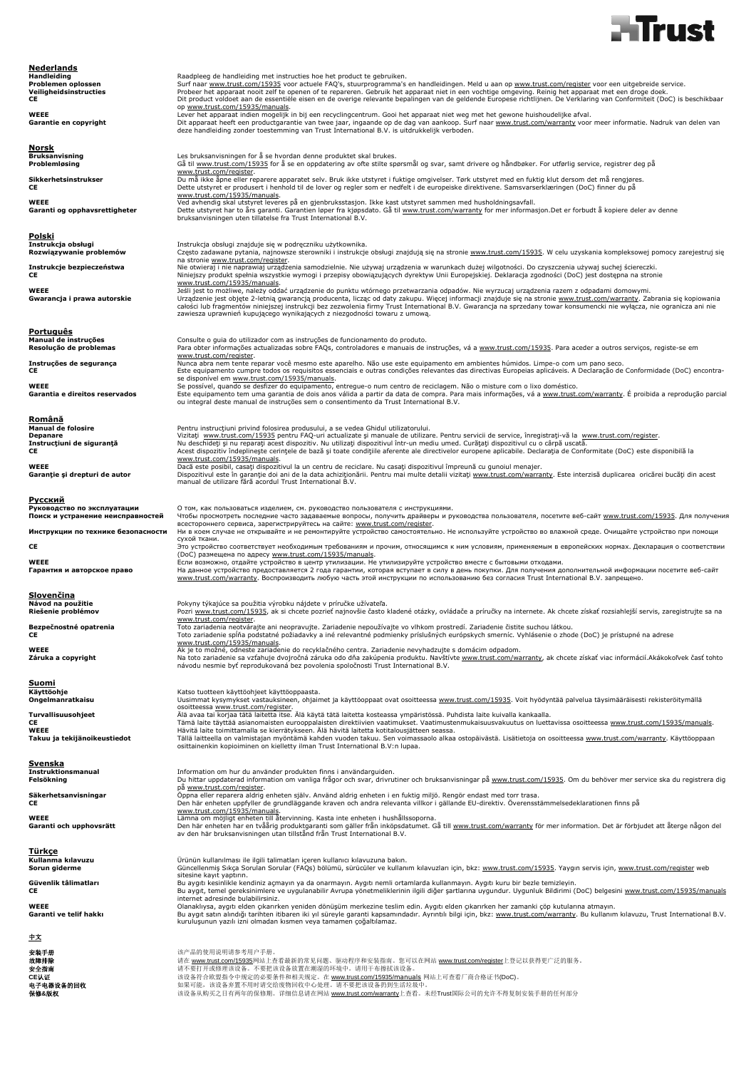**Trust**

## Nederlands

| | |
|---|---|
| **Handleiding** | Raadpleeg de handleiding met instructies hoe het product te gebruiken. |
| **Problemen oplossen** | Surf naar www.trust.com/15935 voor actuele FAQ's, stuurprogramma's en handleidingen. Meld u aan op www.trust.com/register voor een uitgebreide service. |
| **Veiligheidsinstructies** | Probeer het apparaat nooit zelf te openen of te repareren. Gebruik het apparaat niet in een vochtige omgeving. Reinig het apparaat met een droge doek. |
| **CE** | Dit product voldoet aan de essentiële eisen en de overige relevante bepalingen van de geldende Europese richtlijnen. De Verklaring van Conformiteit (DoC) is beschikbaar op www.trust.com/15935/manuals. |
| **WEEE** | Lever het apparaat indien mogelijk in bij een recyclingcentrum. Gooi het apparaat niet weg met het gewone huishoudelijke afval. |
| **Garantie en copyright** | Dit apparaat heeft een productgarantie van twee jaar, ingaande op de dag van aankoop. Surf naar www.trust.com/warranty voor meer informatie. Nadruk van delen van deze handleiding zonder toestemming van Trust International B.V. is uitdrukkelijk verboden. |

## Norsk

| | |
|---|---|
| **Bruksanvisning** | Les bruksanvisningen for å se hvordan denne produktet skal brukes. |
| **Problemløsing** | Gå til www.trust.com/15935 for å se en oppdatering av ofte stilte spørsmål og svar, samt drivere og håndbøker. For utførlig service, registrer deg på www.trust.com/register. |
| **Sikkerhetsinstrukser** | Du må ikke åpne eller reparere apparatet selv. Bruk ikke utstyret i fuktige omgivelser. Tørk utstyret med en fuktig klut dersom det må rengjøres. |
| **CE** | Dette utstyret er produsert i henhold til de lover og regler som er nedfelt i de europeiske direktivene. Samsvarserklæringen (DoC) finner du på www.trust.com/15935/manuals. |
| **WEEE** | Ved avhendig skal utstyret leveres på en gjenbruksstasjon. Ikke kast utstyret sammen med husholdningsavfall. |
| **Garanti og opphavsrettigheter** | Dette utstyret har to års garanti. Garantien løper fra kjøpsdato. Gå til www.trust.com/warranty for mer informasjon.Det er forbudt å kopiere deler av denne bruksanvisningen uten tillatelse fra Trust International B.V. |

## Polski

| | |
|---|---|
| **Instrukcja obsługi** | Instrukcja obsługi znajduje się w podręczniku użytkownika. |
| **Rozwiązywanie problemów** | Często zadawane pytania, najnowsze sterowniki i instrukcje obsługi znajdują się na stronie www.trust.com/15935. W celu uzyskania kompleksowej pomocy zarejestruj się na stronie www.trust.com/register. |
| **Instrukcje bezpieczeństwa** | Nie otwieraj i nie naprawiaj urządzenia samodzielnie. Nie używaj urządzenia w warunkach dużej wilgotności. Do czyszczenia używaj suchej ściereczki. |
| **CE** | Niniejszy produkt spełnia wszystkie wymogi i przepisy obowiązujących dyrektyw Unii Europejskiej. Deklaracja zgodności (DoC) jest dostępna na stronie www.trust.com/15935/manuals. |
| **WEEE** | Jeśli jest to możliwe, należy oddać urządzenie do punktu wtórnego przetwarzania odpadów. Nie wyrzucaj urządzenia razem z odpadami domowymi. |
| **Gwarancja i prawa autorskie** | Urządzenie jest objęte 2-letnią gwarancją producenta, licząc od daty zakupu. Więcej informacji znajduje się na stronie www.trust.com/warranty. Zabrania się kopiowania całości lub fragmentów niniejszej instrukcji bez zezwolenia firmy Trust International B.V. Gwarancja na sprzedany towar konsumencki nie wyłącza, nie ogranicza ani nie zawiesza uprawnień kupującego wynikających z niezgodności towaru z umową. |

## Português

| | |
|---|---|
| **Manual de instruções** | Consulte o guia do utilizador com as instruções de funcionamento do produto. |
| **Resolução de problemas** | Para obter informações actualizadas sobre FAQs, controladores e manuais de instruções, vá a www.trust.com/15935. Para aceder a outros serviços, registe-se em www.trust.com/register. |
| **Instruções de segurança** | Nunca abra nem tente reparar você mesmo este aparelho. Não use este equipamento em ambientes húmidos. Limpe-o com um pano seco. |
| **CE** | Este equipamento cumpre todos os requisitos essenciais e outras condições relevantes das directivas Europeias aplicáveis. A Declaração de Conformidade (DoC) encontra-se disponível em www.trust.com/15935/manuals. |
| **WEEE** | Se possível, quando se desfizer do equipamento, entregue-o num centro de reciclagem. Não o misture com o lixo doméstico. |
| **Garantia e direitos reservados** | Este equipamento tem uma garantia de dois anos válida a partir da data de compra. Para mais informações, vá a www.trust.com/warranty. É proibida a reprodução parcial ou integral deste manual de instruções sem o consentimento da Trust International B.V. |

## Română

| | |
|---|---|
| **Manual de folosire** | Pentru instrucţiuni privind folosirea produsului, a se vedea Ghidul utilizatorului. |
| **Depanare** | Vizitaţi www.trust.com/15935 pentru FAQ-uri actualizate şi manuale de utilizare. Pentru servicii de service, înregistraţi-vă la www.trust.com/register. |
| **Instrucţiuni de siguranţă** | Nu deschideţi şi nu reparaţi acest dispozitiv. Nu utilizaţi dispozitivul într-un mediu umed. Curăţaţi dispozitivul cu o cârpă uscată. |
| **CE** | Acest dispozitiv îndeplineşte cerinţele de bază şi toate condiţiile aferente ale directivelor europene aplicabile. Declaraţia de Conformitate (DoC) este disponibilă la www.trust.com/15935/manuals. |
| **WEEE** | Dacă este posibil, casaţi dispozitivul la un centru de reciclare. Nu casaţi dispozitivul împreună cu gunoiul menajer. |
| **Garanţie şi drepturi de autor** | Dispozitivul este în garanţie doi ani de la data achiziţionării. Pentru mai multe detalii vizitaţi www.trust.com/warranty. Este interzisă duplicarea oricărei bucăţi din acest manual de utilizare fără acordul Trust International B.V. |

## Русский

| | |
|---|---|
| **Руководство по эксплуатации** | О том, как пользоваться изделием, см. руководство пользователя с инструкциями. |
| **Поиск и устранение неисправностей** | Чтобы просмотреть последние часто задаваемые вопросы, получить драйверы и руководства пользователя, посетите веб-сайт www.trust.com/15935. Для получения всестороннего сервиса, зарегистрируйтесь на сайте: www.trust.com/register. |
| **Инструкции по технике безопасности** | Ни в коем случае не открывайте и не ремонтируйте устройство самостоятельно. Не используйте устройство во влажной среде. Очищайте устройство при помощи сухой ткани. |
| **CE** | Это устройство соответствует необходимым требованиям и прочим, относящимся к ним условиям, применяемым в европейских нормах. Декларация о соответствии (DoC) размещена по адресу www.trust.com/15935/manuals. |
| **WEEE** | Если возможно, отдайте устройство в центр утилизации. Не утилизируйте устройство вместе с бытовыми отходами. |
| **Гарантия и авторское право** | На данное устройство предоставляется 2 года гарантии, которая вступает в силу в день покупки. Для получения дополнительной информации посетите веб-сайт www.trust.com/warranty. Воспроизводить любую часть этой инструкции по использованию без согласия Trust International B.V. запрещено. |

## Slovenčina

| | |
|---|---|
| **Návod na použitie** | Pokyny týkajúce sa použitia výrobku nájdete v príručke užívateľa. |
| **Riešenie problémov** | Pozri www.trust.com/15935, ak si chcete pozrieť najnovšie často kladené otázky, ovládače a príručky na internete. Ak chcete získať rozsiahlejší servis, zaregistrujte sa na www.trust.com/register. |
| **Bezpečnostné opatrenia** | Toto zariadenia neotvárajte ani neopravujte. Zariadenie nepoužívajte vo vlhkom prostredí. Zariadenie čistite suchou látkou. |
| **CE** | Toto zariadenie spĺňa podstatné požiadavky a iné relevantné podmienky príslušných európskych smerníc. Vyhlásenie o zhode (DoC) je prístupné na adrese www.trust.com/15935/manuals. |
| **WEEE** | Ak je to možné, odneste zariadenie do recyklačného centra. Zariadenie nevyhadzujte s domácim odpadom. |
| **Záruka a copyright** | Na toto zariadenie sa vzťahuje dvojročná záruka odo dňa zakúpenia produktu. Navštívte www.trust.com/warranty, ak chcete získať viac informácií.Akákoľvek časť tohto návodu nesmie byť reprodukovaná bez povolenia spoločnosti Trust International B.V. |

## Suomi

| | |
|---|---|
| **Käyttöohje** | Katso tuotteen käyttöohjeet käyttöoppaasta. |
| **Ongelmanratkaisu** | Uusimmat kysymykset vastauksineen, ohjaimet ja käyttöoppaat ovat osoitteessa www.trust.com/15935. Voit hyödyntää palvelua täysimääräisesti rekisteröitymällä osoitteessa www.trust.com/register. |
| **Turvallisuusohjeet** | Älä avaa tai korjaa tätä laitetta itse. Älä käytä tätä laitetta kosteassa ympäristössä. Puhdista laite kuivalla kankaalla. |
| **CE** | Tämä laite täyttää asianomaisten eurooppalaisten direktiivien vaatimukset. Vaatimustenmukaisuusvakuutus on luettavissa osoitteessa www.trust.com/15935/manuals. |
| **WEEE** | Hävitä laite toimittamalla se kierrätykseen. Älä hävitä laitetta kotitalousjätteen seassa. |
| **Takuu ja tekijänoikeustiedot** | Tällä laitteella on valmistajan myöntämä kahden vuoden takuu. Sen voimassaolo alkaa ostopäivästä. Lisätietoja on osoitteessa www.trust.com/warranty. Käyttöoppaan osittainenkin kopioiminen on kielletty ilman Trust International B.V:n lupaa. |

## Svenska

| | |
|---|---|
| **Instruktionsmanual** | Information om hur du använder produkten finns i användarguiden. |
| **Felsökning** | Du hittar uppdaterad information om vanliga frågor och svar, drivrutiner och bruksanvisningar på www.trust.com/15935. Om du behöver mer service ska du registrera dig på www.trust.com/register. |
| **Säkerhetsanvisningar** | Öppna eller reparera aldrig enheten själv. Använd aldrig enheten i en fuktig miljö. Rengör endast med torr trasa. |
| **CE** | Den här enheten uppfyller de grundläggande kraven och andra relevanta villkor i gällande EU-direktiv. Överensstämmelsedeklarationen finns på www.trust.com/15935/manuals. |
| **WEEE** | Lämna om möjligt enheten till återvinning. Kasta inte enheten i hushållssoporna. |
| **Garanti och upphovsrätt** | Den här enheten har en tvåårig produktgaranti som gäller från inköpsdatumet. Gå till www.trust.com/warranty för mer information. Det är förbjudet att återge någon del av den här bruksanvisningen utan tillstånd från Trust International B.V. |

## Türkçe

| | |
|---|---|
| **Kullanma kılavuzu** | Ürünün kullanılması ile ilgili talimatları içeren kullanıcı kılavuzuna bakın. |
| **Sorun giderme** | Güncellenmiş Sıkça Sorulan Sorular (FAQs) bölümü, sürücüler ve kullanım kılavuzları için, bkz: www.trust.com/15935. Yaygın servis için, www.trust.com/register web sitesine kayıt yaptırın. |
| **Güvenlik tâlimatları** | Bu aygıtı kesinlikle kendiniz açmayın ya da onarmayın. Aygıtı nemli ortamlarda kullanmayın. Aygıtı kuru bir bezle temizleyin. |
| **CE** | Bu aygıt, temel gereksinimlere ve uygulanabilir Avrupa yönetmeliklerinin ilgili diğer şartlarına uygundur. Uygunluk Bildirimi (DoC) belgesini www.trust.com/15935/manuals internet adresinde bulabilirsiniz. |
| **WEEE** | Olanaklıysa, aygıtı elden çıkarırken yeniden dönüşüm merkezine teslim edin. Aygıtı elden çıkarırken her zamanki çöp kutularına atmayın. |
| **Garanti ve telif hakkı** | Bu aygıt satın alındığı tarihten itibaren iki yıl süreyle garanti kapsamındadır. Ayrıntılı bilgi için, bkz: www.trust.com/warranty. Bu kullanım kılavuzu, Trust International B.V. kuruluşunun yazılı izni olmadan kısmen veya tamamen çoğaltılamaz. |

## 中文

| | |
|---|---|
| **安装手册** | 该产品的使用说明请参考用户手册。 |
| **故障排除** | 请在 www.trust.com/15935网站上查看最新的常见问题、驱动程序和安装指南。您可以在网站 www.trust.com/register上登记以获得更广泛的服务。 |
| **安全指南** | 请不要打开或修理该设备。不要把该设备放置在潮湿的环境中。请用干布擦拭该设备。 |
| **CE认证** | 该设备符合欧盟指令中规定的必要条件和相关规定。在 www.trust.com/15935/manuals 网站上可查看厂商合格证书(DoC)。 |
| **电子电器设备的回收** | 如果可能，该设备弃置不用时请交给废物回收中心处理。请不要把该设备扔到生活垃圾中。 |
| **保修&版权** | 该设备从购买之日有两年的保修期。详细信息请在网站 www.trust.com/warranty上查看。未经Trust国际公司的允许不得复制安装手册的任何部分 |